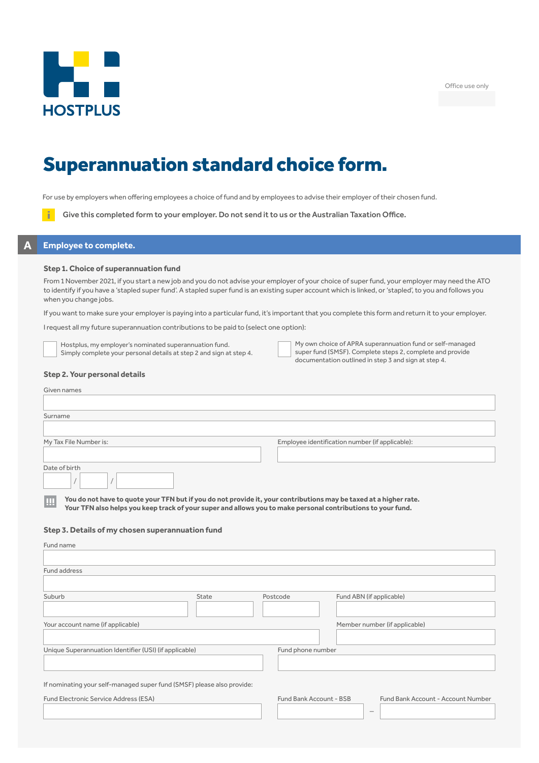HOSTPLUS

Office use only

# Superannuation standard choice form.

For use by employers when offering employees a choice of fund and by employees to advise their employer of their chosen fund.

**Give this completed form to your employer. Do not send it to us or the Australian Taxation Office.**

## A Employee to complete.

### Step 1. Choice of superannuation fund

From 1 November 2021, if you start a new job and you do not advise your employer of your choice of super fund, your employer may need the ATO to identify if you have a 'stapled super fund'. A stapled super fund is an existing super account which is linked, or 'stapled', to you and follows you when you change jobs.

If you want to make sure your employer is paying into a particular fund, it's important that you complete this form and return it to your employer.

I request all my future superannuation contributions to be paid to (select one option):

☐ Hostplus, my employer's nominated superannuation fund. Simply complete your personal details at step 2 and sign at step 4.

☐ My own choice of APRA superannuation fund or self-managed super fund (SMSF). Complete steps 2, complete and provide documentation outlined in step 3 and sign at step 4.

### Step 2. Your personal details

Given names

Surname

My Tax File Number is:

Employee identification number (if applicable):

Date of birth ___ / ___ / ______

**You do not have to quote your TFN but if you do not provide it, your contributions may be taxed at a higher rate. Your TFN also helps you keep track of your super and allows you to make personal contributions to your fund.**

### Step 3. Details of my chosen superannuation fund

Fund name

Fund address

Suburb | State | Postcode | Fund ABN (if applicable)

Your account name (if applicable) | Member number (if applicable)

Unique Superannuation Identifier (USI) (if applicable) | Fund phone number

If nominating your self-managed super fund (SMSF) please also provide:

Fund Electronic Service Address (ESA) | Fund Bank Account - BSB – Fund Bank Account - Account Number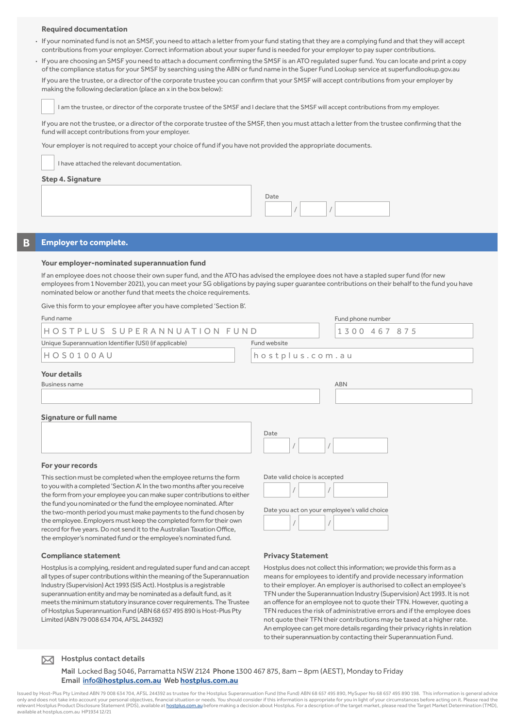### Required documentation

- If your nominated fund is not an SMSF, you need to attach a letter from your fund stating that they are a complying fund and that they will accept contributions from your employer. Correct information about your super fund is needed for your employer to pay super contributions.
- If you are choosing an SMSF you need to attach a document confirming the SMSF is an ATO regulated super fund. You can locate and print a copy of the compliance status for your SMSF by searching using the ABN or fund name in the Super Fund Lookup service at superfundlookup.gov.au

  If you are the trustee, or a director of the corporate trustee you can confirm that your SMSF will accept contributions from your employer by making the following declaration (place an x in the box below):

☐ I am the trustee, or director of the corporate trustee of the SMSF and I declare that the SMSF will accept contributions from my employer.

If you are not the trustee, or a director of the corporate trustee of the SMSF, then you must attach a letter from the trustee confirming that the fund will accept contributions from your employer.

Your employer is not required to accept your choice of fund if you have not provided the appropriate documents.

☐ I have attached the relevant documentation.

### Step 4. Signature

Date ___ / ___ / ___

## B Employer to complete.

### Your employer-nominated superannuation fund

If an employee does not choose their own super fund, and the ATO has advised the employee does not have a stapled super fund (for new employees from 1 November 2021), you can meet your SG obligations by paying super guarantee contributions on their behalf to the fund you have nominated below or another fund that meets the choice requirements.

Give this form to your employee after you have completed 'Section B'.

Fund name: HOSTPLUS SUPERANNUATION FUND

Fund phone number: 1300 467 875

Unique Superannuation Identifier (USI) (if applicable): HOS0100AU

Fund website: hostplus.com.au

### Your details

Business name

ABN

### Signature or full name

Date ___ / ___ / ___

### For your records

This section must be completed when the employee returns the form to you with a completed 'Section A'. In the two months after you receive the form from your employee you can make super contributions to either the fund you nominated or the fund the employee nominated. After the two-month period you must make payments to the fund chosen by the employee. Employers must keep the completed form for their own record for five years. Do not send it to the Australian Taxation Office, the employer's nominated fund or the employee's nominated fund.

Date valid choice is accepted ___ / ___ / ___

Date you act on your employee's valid choice ___ / ___ / ___

### Compliance statement

Hostplus is a complying, resident and regulated super fund and can accept all types of super contributions within the meaning of the Superannuation Industry (Supervision) Act 1993 (SIS Act). Hostplus is a registrable superannuation entity and may be nominated as a default fund, as it meets the minimum statutory insurance cover requirements. The Trustee of Hostplus Superannuation Fund (ABN 68 657 495 890 is Host-Plus Pty Limited (ABN 79 008 634 704, AFSL 244392)

### Privacy Statement

Hostplus does not collect this information; we provide this form as a means for employees to identify and provide necessary information to their employer. An employer is authorised to collect an employee's TFN under the Superannuation Industry (Supervision) Act 1993. It is not an offence for an employee not to quote their TFN. However, quoting a TFN reduces the risk of administrative errors and if the employee does not quote their TFN their contributions may be taxed at a higher rate. An employee can get more details regarding their privacy rights in relation to their superannuation by contacting their Superannuation Fund.

### Hostplus contact details

**Mail** Locked Bag 5046, Parramatta NSW 2124 **Phone** 1300 467 875, 8am – 8pm (AEST), Monday to Friday
**Email** info@hostplus.com.au **Web** hostplus.com.au

Issued by Host-Plus Pty Limited ABN 79 008 634 704, AFSL 244392 as trustee for the Hostplus Superannuation Fund (the Fund) ABN 68 657 495 890, MySuper No 68 657 495 890 198. This information is general advice only and does not take into account your personal objectives, financial situation or needs. You should consider if this information is appropriate for you in light of your circumstances before acting on it. Please read the relevant Hostplus Product Disclosure Statement (PDS), available at hostplus.com.au before making a decision about Hostplus. For a description of the target market, please read the Target Market Determination (TMD), available at hostplus.com.au HP1934 12/21